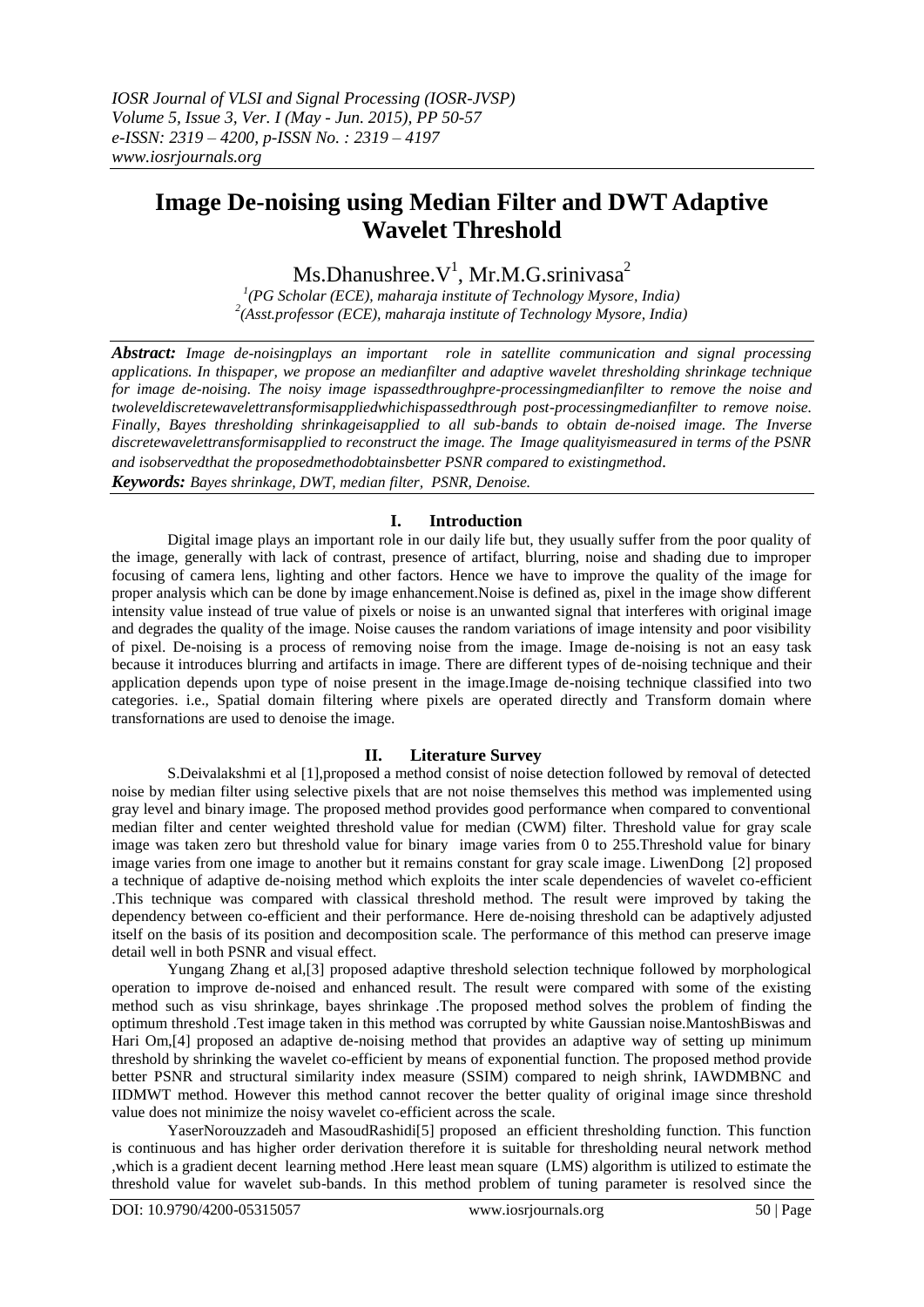# Image De-noising using Median Filter and DWT Adaptive Wavelet Threshold

Ms.Dhanushree.V[1], Mr.M.G.srinivasa[2]

[1](PG Scholar (ECE), maharaja institute of Technology Mysore, India)
[2](Asst.professor (ECE), maharaja institute of Technology Mysore, India)

***Abstract:*** *Image de-noisingplays an important role in satellite communication and signal processing applications. In thispaper, we propose an medianfilter and adaptive wavelet thresholding shrinkage technique for image de-noising. The noisy image ispassedthroughpre-processingmedianfilter to remove the noise and twoleveldiscretewavelettransformisappliedwhichispassedthrough post-processingmedianfilter to remove noise. Finally, Bayes thresholding shrinkageisapplied to all sub-bands to obtain de-noised image. The Inverse discretewavelettransformisapplied to reconstruct the image. The Image qualityismeasured in terms of the PSNR and isobservedthat the proposedmethodobtainsbetter PSNR compared to existingmethod.*

***Keywords:*** *Bayes shrinkage, DWT, median filter, PSNR, Denoise.*

## I. Introduction

Digital image plays an important role in our daily life but, they usually suffer from the poor quality of the image, generally with lack of contrast, presence of artifact, blurring, noise and shading due to improper focusing of camera lens, lighting and other factors. Hence we have to improve the quality of the image for proper analysis which can be done by image enhancement.Noise is defined as, pixel in the image show different intensity value instead of true value of pixels or noise is an unwanted signal that interferes with original image and degrades the quality of the image. Noise causes the random variations of image intensity and poor visibility of pixel. De-noising is a process of removing noise from the image. Image de-noising is not an easy task because it introduces blurring and artifacts in image. There are different types of de-noising technique and their application depends upon type of noise present in the image.Image de-noising technique classified into two categories. i.e., Spatial domain filtering where pixels are operated directly and Transform domain where transfonrations are used to denoise the image.

## II. Literature Survey

S.Deivalakshmi et al [1],proposed a method consist of noise detection followed by removal of detected noise by median filter using selective pixels that are not noise themselves this method was implemented using gray level and binary image. The proposed method provides good performance when compared to conventional median filter and center weighted threshold value for median (CWM) filter. Threshold value for gray scale image was taken zero but threshold value for binary image varies from 0 to 255.Threshold value for binary image varies from one image to another but it remains constant for gray scale image. LiwenDong [2] proposed a technique of adaptive de-noising method which exploits the inter scale dependencies of wavelet co-efficient .This technique was compared with classical threshold method. The result were improved by taking the dependency between co-efficient and their performance. Here de-noising threshold can be adaptively adjusted itself on the basis of its position and decomposition scale. The performance of this method can preserve image detail well in both PSNR and visual effect.

Yungang Zhang et al,[3] proposed adaptive threshold selection technique followed by morphological operation to improve de-noised and enhanced result. The result were compared with some of the existing method such as visu shrinkage, bayes shrinkage .The proposed method solves the problem of finding the optimum threshold .Test image taken in this method was corrupted by white Gaussian noise.MantoshBiswas and Hari Om,[4] proposed an adaptive de-noising method that provides an adaptive way of setting up minimum threshold by shrinking the wavelet co-efficient by means of exponential function. The proposed method provide better PSNR and structural similarity index measure (SSIM) compared to neigh shrink, IAWDMBNC and IIDMWT method. However this method cannot recover the better quality of original image since threshold value does not minimize the noisy wavelet co-efficient across the scale.

YaserNorouzzadeh and MasoudRashidi[5] proposed an efficient thresholding function. This function is continuous and has higher order derivation therefore it is suitable for thresholding neural network method ,which is a gradient decent learning method .Here least mean square (LMS) algorithm is utilized to estimate the threshold value for wavelet sub-bands. In this method problem of tuning parameter is resolved since the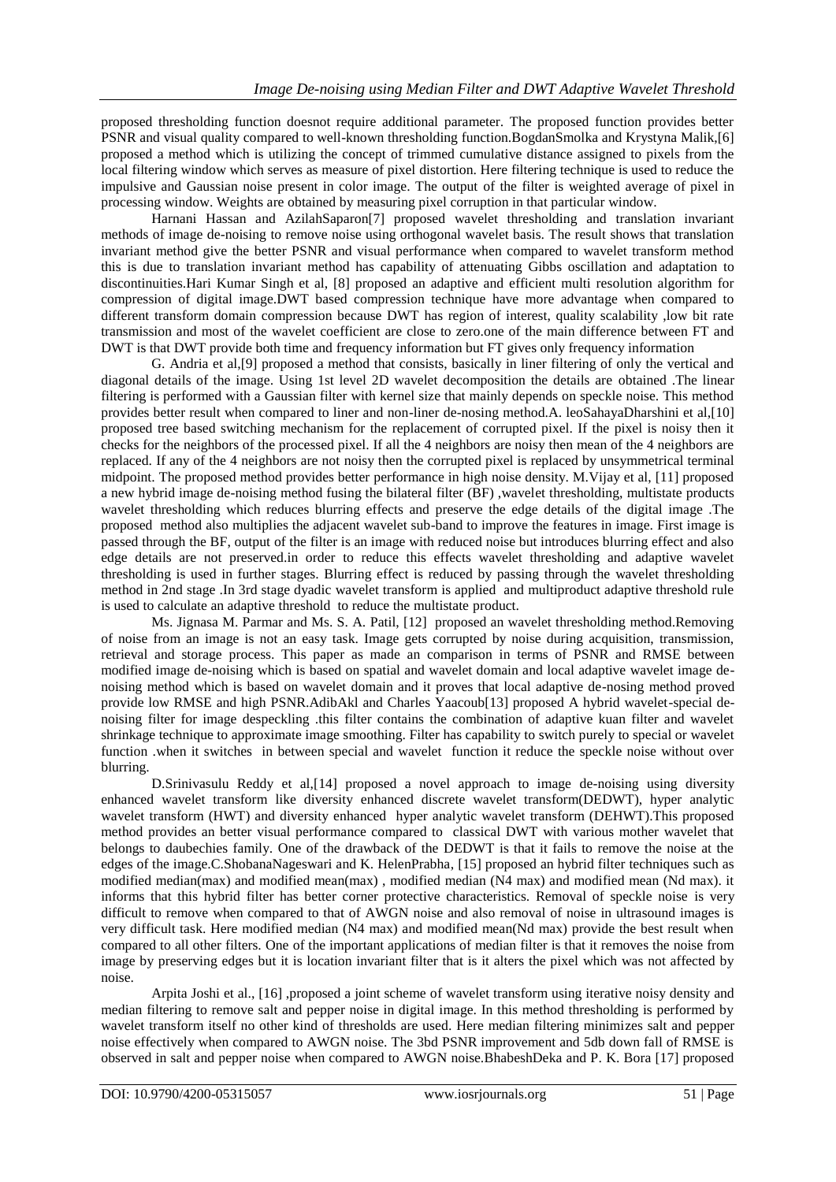proposed thresholding function doesnot require additional parameter. The proposed function provides better PSNR and visual quality compared to well-known thresholding function.BogdanSmolka and Krystyna Malik,[6] proposed a method which is utilizing the concept of trimmed cumulative distance assigned to pixels from the local filtering window which serves as measure of pixel distortion. Here filtering technique is used to reduce the impulsive and Gaussian noise present in color image. The output of the filter is weighted average of pixel in processing window. Weights are obtained by measuring pixel corruption in that particular window.

Harnani Hassan and AzilahSaparon[7] proposed wavelet thresholding and translation invariant methods of image de-noising to remove noise using orthogonal wavelet basis. The result shows that translation invariant method give the better PSNR and visual performance when compared to wavelet transform method this is due to translation invariant method has capability of attenuating Gibbs oscillation and adaptation to discontinuities.Hari Kumar Singh et al, [8] proposed an adaptive and efficient multi resolution algorithm for compression of digital image.DWT based compression technique have more advantage when compared to different transform domain compression because DWT has region of interest, quality scalability ,low bit rate transmission and most of the wavelet coefficient are close to zero.one of the main difference between FT and DWT is that DWT provide both time and frequency information but FT gives only frequency information

G. Andria et al,[9] proposed a method that consists, basically in liner filtering of only the vertical and diagonal details of the image. Using 1st level 2D wavelet decomposition the details are obtained .The linear filtering is performed with a Gaussian filter with kernel size that mainly depends on speckle noise. This method provides better result when compared to liner and non-liner de-nosing method.A. leoSahayaDharshini et al,[10] proposed tree based switching mechanism for the replacement of corrupted pixel. If the pixel is noisy then it checks for the neighbors of the processed pixel. If all the 4 neighbors are noisy then mean of the 4 neighbors are replaced. If any of the 4 neighbors are not noisy then the corrupted pixel is replaced by unsymmetrical terminal midpoint. The proposed method provides better performance in high noise density. M.Vijay et al, [11] proposed a new hybrid image de-noising method fusing the bilateral filter (BF) ,wavelet thresholding, multistate products wavelet thresholding which reduces blurring effects and preserve the edge details of the digital image .The proposed method also multiplies the adjacent wavelet sub-band to improve the features in image. First image is passed through the BF, output of the filter is an image with reduced noise but introduces blurring effect and also edge details are not preserved.in order to reduce this effects wavelet thresholding and adaptive wavelet thresholding is used in further stages. Blurring effect is reduced by passing through the wavelet thresholding method in 2nd stage .In 3rd stage dyadic wavelet transform is applied and multiproduct adaptive threshold rule is used to calculate an adaptive threshold to reduce the multistate product.

Ms. Jignasa M. Parmar and Ms. S. A. Patil, [12] proposed an wavelet thresholding method.Removing of noise from an image is not an easy task. Image gets corrupted by noise during acquisition, transmission, retrieval and storage process. This paper as made an comparison in terms of PSNR and RMSE between modified image de-noising which is based on spatial and wavelet domain and local adaptive wavelet image de-noising method which is based on wavelet domain and it proves that local adaptive de-nosing method proved provide low RMSE and high PSNR.AdibAkl and Charles Yaacoub[13] proposed A hybrid wavelet-special de-noising filter for image despeckling .this filter contains the combination of adaptive kuan filter and wavelet shrinkage technique to approximate image smoothing. Filter has capability to switch purely to special or wavelet function .when it switches in between special and wavelet function it reduce the speckle noise without over blurring.

D.Srinivasulu Reddy et al,[14] proposed a novel approach to image de-noising using diversity enhanced wavelet transform like diversity enhanced discrete wavelet transform(DEDWT), hyper analytic wavelet transform (HWT) and diversity enhanced hyper analytic wavelet transform (DEHWT).This proposed method provides an better visual performance compared to classical DWT with various mother wavelet that belongs to daubechies family. One of the drawback of the DEDWT is that it fails to remove the noise at the edges of the image.C.ShobanaNageswari and K. HelenPrabha, [15] proposed an hybrid filter techniques such as modified median(max) and modified mean(max) , modified median (N4 max) and modified mean (Nd max). it informs that this hybrid filter has better corner protective characteristics. Removal of speckle noise is very difficult to remove when compared to that of AWGN noise and also removal of noise in ultrasound images is very difficult task. Here modified median (N4 max) and modified mean(Nd max) provide the best result when compared to all other filters. One of the important applications of median filter is that it removes the noise from image by preserving edges but it is location invariant filter that is it alters the pixel which was not affected by noise.

Arpita Joshi et al., [16] ,proposed a joint scheme of wavelet transform using iterative noisy density and median filtering to remove salt and pepper noise in digital image. In this method thresholding is performed by wavelet transform itself no other kind of thresholds are used. Here median filtering minimizes salt and pepper noise effectively when compared to AWGN noise. The 3bd PSNR improvement and 5db down fall of RMSE is observed in salt and pepper noise when compared to AWGN noise.BhabeshDeka and P. K. Bora [17] proposed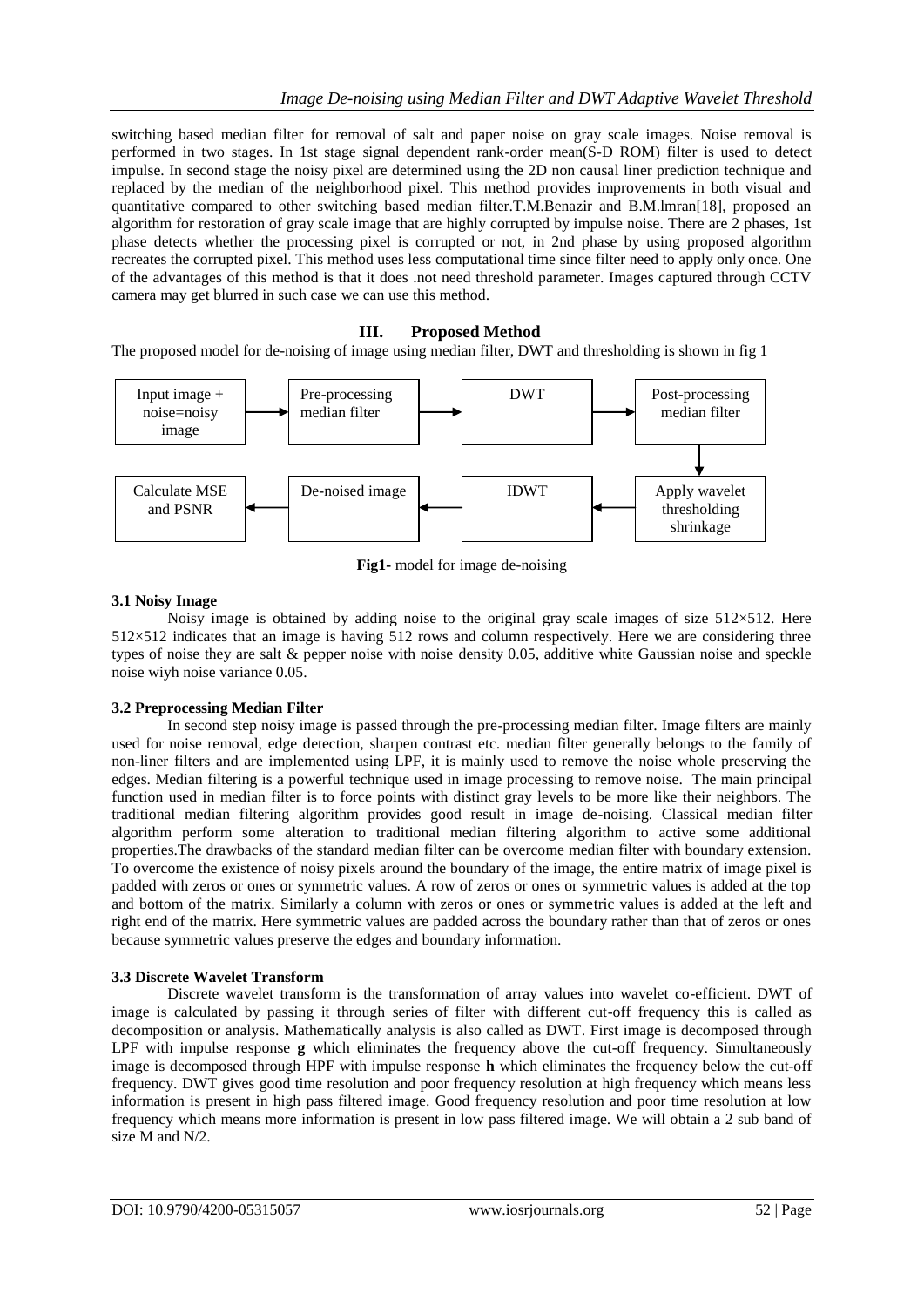switching based median filter for removal of salt and paper noise on gray scale images. Noise removal is performed in two stages. In 1st stage signal dependent rank-order mean(S-D ROM) filter is used to detect impulse. In second stage the noisy pixel are determined using the 2D non causal liner prediction technique and replaced by the median of the neighborhood pixel. This method provides improvements in both visual and quantitative compared to other switching based median filter.T.M.Benazir and B.M.lmran[18], proposed an algorithm for restoration of gray scale image that are highly corrupted by impulse noise. There are 2 phases, 1st phase detects whether the processing pixel is corrupted or not, in 2nd phase by using proposed algorithm recreates the corrupted pixel. This method uses less computational time since filter need to apply only once. One of the advantages of this method is that it does .not need threshold parameter. Images captured through CCTV camera may get blurred in such case we can use this method.

## III. Proposed Method

The proposed model for de-noising of image using median filter, DWT and thresholding is shown in fig 1

Input image + noise=noisy image

Pre-processing median filter

DWT

Post-processing median filter

Apply wavelet thresholding shrinkage

IDWT

De-noised image

Calculate MSE and PSNR

**Fig1-** model for image de-noising

### 3.1 Noisy Image

Noisy image is obtained by adding noise to the original gray scale images of size 512×512. Here 512×512 indicates that an image is having 512 rows and column respectively. Here we are considering three types of noise they are salt & pepper noise with noise density 0.05, additive white Gaussian noise and speckle noise wiyh noise variance 0.05.

### 3.2 Preprocessing Median Filter

In second step noisy image is passed through the pre-processing median filter. Image filters are mainly used for noise removal, edge detection, sharpen contrast etc. median filter generally belongs to the family of non-liner filters and are implemented using LPF, it is mainly used to remove the noise whole preserving the edges. Median filtering is a powerful technique used in image processing to remove noise. The main principal function used in median filter is to force points with distinct gray levels to be more like their neighbors. The traditional median filtering algorithm provides good result in image de-noising. Classical median filter algorithm perform some alteration to traditional median filtering algorithm to active some additional properties.The drawbacks of the standard median filter can be overcome median filter with boundary extension. To overcome the existence of noisy pixels around the boundary of the image, the entire matrix of image pixel is padded with zeros or ones or symmetric values. A row of zeros or ones or symmetric values is added at the top and bottom of the matrix. Similarly a column with zeros or ones or symmetric values is added at the left and right end of the matrix. Here symmetric values are padded across the boundary rather than that of zeros or ones because symmetric values preserve the edges and boundary information.

### 3.3 Discrete Wavelet Transform

Discrete wavelet transform is the transformation of array values into wavelet co-efficient. DWT of image is calculated by passing it through series of filter with different cut-off frequency this is called as decomposition or analysis. Mathematically analysis is also called as DWT. First image is decomposed through LPF with impulse response **g** which eliminates the frequency above the cut-off frequency. Simultaneously image is decomposed through HPF with impulse response **h** which eliminates the frequency below the cut-off frequency. DWT gives good time resolution and poor frequency resolution at high frequency which means less information is present in high pass filtered image. Good frequency resolution and poor time resolution at low frequency which means more information is present in low pass filtered image. We will obtain a 2 sub band of size M and N/2.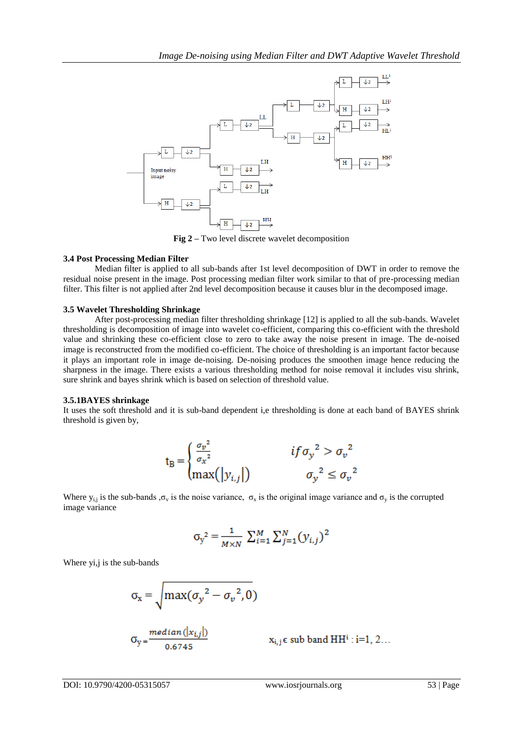L
↓2
LL[1]
L
↓2
H
↓2
LH[1]
LL
L
↓2
L
↓2
HL[1]
H
↓2
L
↓2
H
↓2
HH[1]
LH
Input noisy image
H
↓2
L
↓2
LH
H
↓2
H
↓2
HH

**Fig 2** – Two level discrete wavelet decomposition

### 3.4 Post Processing Median Filter

Median filter is applied to all sub-bands after 1st level decomposition of DWT in order to remove the residual noise present in the image. Post processing median filter work similar to that of pre-processing median filter. This filter is not applied after 2nd level decomposition because it causes blur in the decomposed image.

### 3.5 Wavelet Thresholding Shrinkage

After post-processing median filter thresholding shrinkage [12] is applied to all the sub-bands. Wavelet thresholding is decomposition of image into wavelet co-efficient, comparing this co-efficient with the threshold value and shrinking these co-efficient close to zero to take away the noise present in image. The de-noised image is reconstructed from the modified co-efficient. The choice of thresholding is an important factor because it plays an important role in image de-noising. De-noising produces the smoothen image hence reducing the sharpness in the image. There exists a various thresholding method for noise removal it includes visu shrink, sure shrink and bayes shrink which is based on selection of threshold value.

#### 3.5.1BAYES shrinkage

It uses the soft threshold and it is sub-band dependent i,e thresholding is done at each band of BAYES shrink threshold is given by,

$$t_B = \begin{cases} \frac{\sigma_v^2}{\sigma_x^2} & if\, \sigma_y^2 > \sigma_v^2 \\ \max(|y_{i,j}|) & \sigma_y^2 \le \sigma_v^2 \end{cases}$$

Where $y_{i,j}$ is the sub-bands ,$\sigma_v$ is the noise variance, $\sigma_x$ is the original image variance and $\sigma_y$ is the corrupted image variance

$$\sigma_y^2 = \frac{1}{M \times N} \sum_{i=1}^{M} \sum_{j=1}^{N} (y_{i,j})^2$$

Where yi,j is the sub-bands

$$\sigma_x = \sqrt{\max(\sigma_y^2 - \sigma_v^2, 0)}$$

$$\sigma_y = \frac{median(|x_{i,j}|)}{0.6745} \qquad x_{i,j} \in \text{ sub band } HH^i : i=1, 2\ldots$$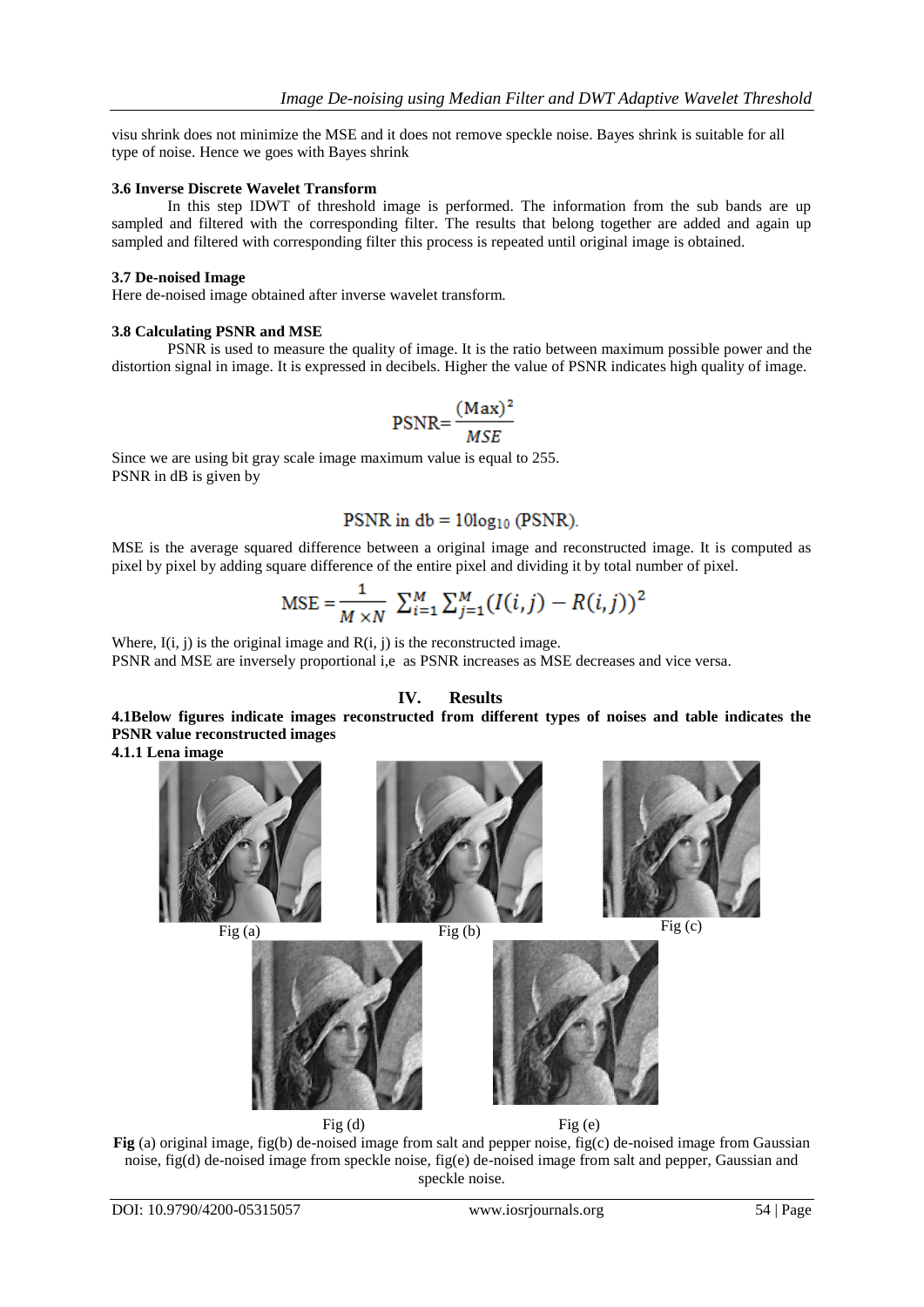visu shrink does not minimize the MSE and it does not remove speckle noise. Bayes shrink is suitable for all type of noise. Hence we goes with Bayes shrink

### 3.6 Inverse Discrete Wavelet Transform

In this step IDWT of threshold image is performed. The information from the sub bands are up sampled and filtered with the corresponding filter. The results that belong together are added and again up sampled and filtered with corresponding filter this process is repeated until original image is obtained.

### 3.7 De-noised Image

Here de-noised image obtained after inverse wavelet transform.

### 3.8 Calculating PSNR and MSE

PSNR is used to measure the quality of image. It is the ratio between maximum possible power and the distortion signal in image. It is expressed in decibels. Higher the value of PSNR indicates high quality of image.

$$\text{PSNR} = \frac{(\text{Max})^2}{MSE}$$

Since we are using bit gray scale image maximum value is equal to 255.
PSNR in dB is given by

$$\text{PSNR in db} = 10\log_{10}(\text{PSNR}).$$

MSE is the average squared difference between a original image and reconstructed image. It is computed as pixel by pixel by adding square difference of the entire pixel and dividing it by total number of pixel.

$$\text{MSE} = \frac{1}{M \times N} \sum_{i=1}^{M} \sum_{j=1}^{M} (I(i,j) - R(i,j))^2$$

Where, $I(i, j)$ is the original image and $R(i, j)$ is the reconstructed image.
PSNR and MSE are inversely proportional i,e as PSNR increases as MSE decreases and vice versa.

## IV. Results

**4.1Below figures indicate images reconstructed from different types of noises and table indicates the PSNR value reconstructed images**

**4.1.1 Lena image**

Fig (a) Fig (b) Fig (c)

Fig (d) Fig (e)

**Fig** (a) original image, fig(b) de-noised image from salt and pepper noise, fig(c) de-noised image from Gaussian noise, fig(d) de-noised image from speckle noise, fig(e) de-noised image from salt and pepper, Gaussian and speckle noise.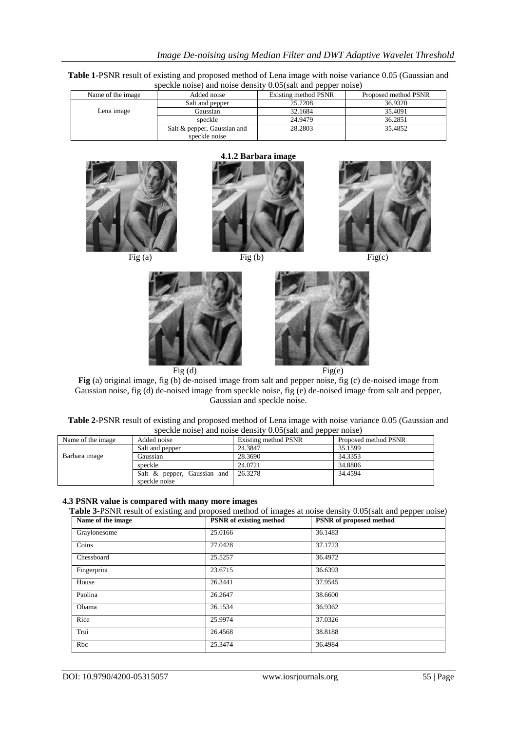**Table 1-**PSNR result of existing and proposed method of Lena image with noise variance 0.05 (Gaussian and speckle noise) and noise density 0.05(salt and pepper noise)

| Name of the image | Added noise | Existing method PSNR | Proposed method PSNR |
|---|---|---|---|
| Lena image | Salt and pepper | 25.7208 | 36.9320 |
| | Gaussian | 32.1684 | 35.4091 |
| | speckle | 24.9479 | 36.2851 |
| | Salt & pepper, Gaussian and speckle noise | 28.2803 | 35.4852 |

### 4.1.2 Barbara image

Fig (a) Fig (b) Fig(c)

Fig (d) Fig(e)

**Fig** (a) original image, fig (b) de-noised image from salt and pepper noise, fig (c) de-noised image from Gaussian noise, fig (d) de-noised image from speckle noise, fig (e) de-noised image from salt and pepper, Gaussian and speckle noise.

**Table 2-**PSNR result of existing and proposed method of Lena image with noise variance 0.05 (Gaussian and speckle noise) and noise density 0.05(salt and pepper noise)

| Name of the image | Added noise | Existing method PSNR | Proposed method PSNR |
|---|---|---|---|
| Barbara image | Salt and pepper | 24.3847 | 35.1599 |
| | Gaussian | 28.3690 | 34.3353 |
| | speckle | 24.0721 | 34.8806 |
| | Salt & pepper, Gaussian and speckle noise | 26.3278 | 34.4594 |

### 4.3 PSNR value is compared with many more images

**Table 3-**PSNR result of existing and proposed method of images at noise density 0.05(salt and pepper noise)

| Name of the image | PSNR of existing method | PSNR of proposed method |
|---|---|---|
| Graylonesome | 25.0166 | 36.1483 |
| Coins | 27.0428 | 37.1723 |
| Chessboard | 25.5257 | 36.4972 |
| Fingerprint | 23.6715 | 36.6393 |
| House | 26.3441 | 37.9545 |
| Paolina | 26.2647 | 38.6600 |
| Obama | 26.1534 | 36.9362 |
| Rice | 25.9974 | 37.0326 |
| Trui | 26.4568 | 38.8188 |
| Rbc | 25.3474 | 36.4984 |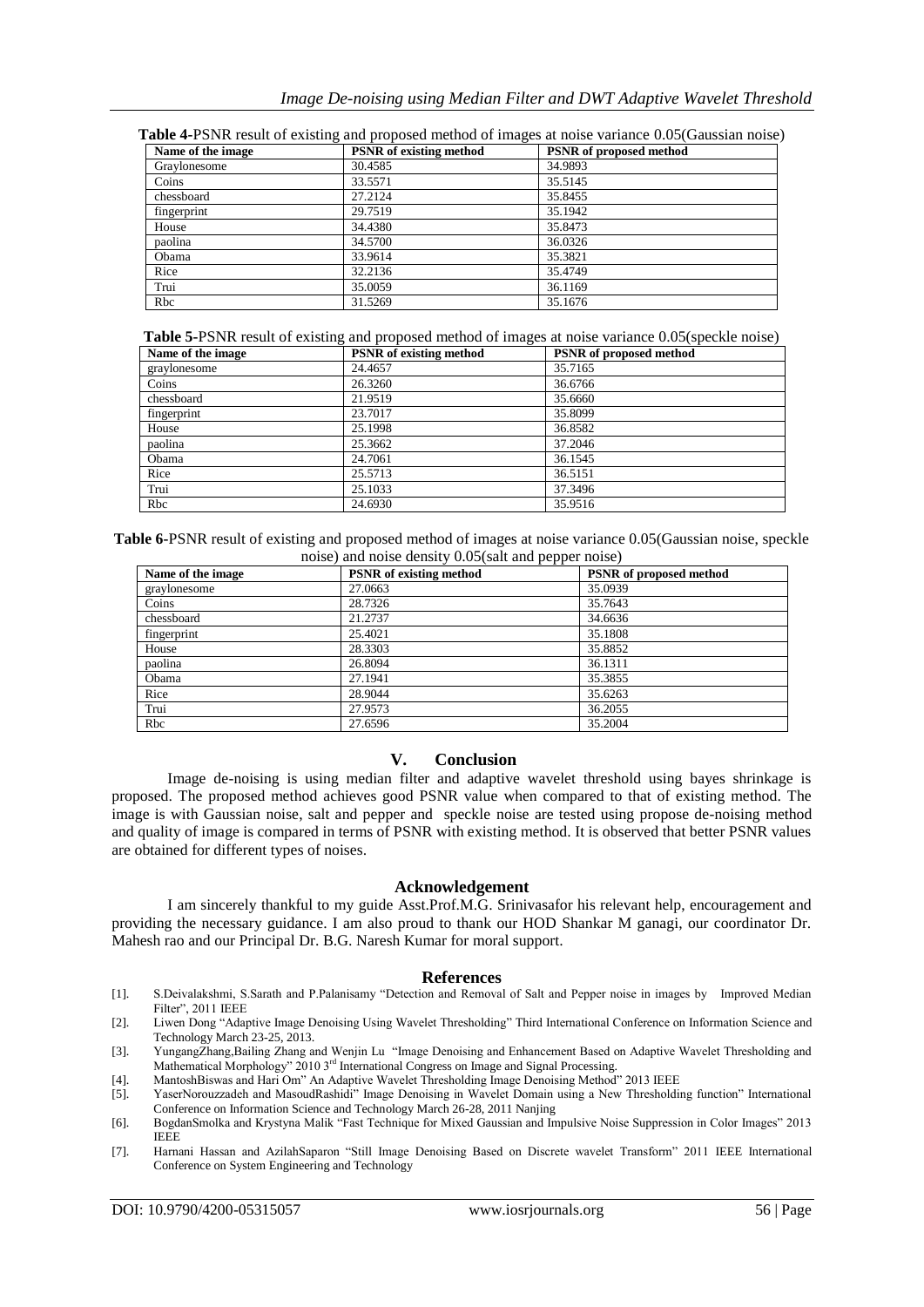**Table 4**-PSNR result of existing and proposed method of images at noise variance 0.05(Gaussian noise)

| Name of the image | PSNR of existing method | PSNR of proposed method |
|---|---|---|
| Graylonesome | 30.4585 | 34.9893 |
| Coins | 33.5571 | 35.5145 |
| chessboard | 27.2124 | 35.8455 |
| fingerprint | 29.7519 | 35.1942 |
| House | 34.4380 | 35.8473 |
| paolina | 34.5700 | 36.0326 |
| Obama | 33.9614 | 35.3821 |
| Rice | 32.2136 | 35.4749 |
| Trui | 35.0059 | 36.1169 |
| Rbc | 31.5269 | 35.1676 |

**Table 5**-PSNR result of existing and proposed method of images at noise variance 0.05(speckle noise)

| Name of the image | PSNR of existing method | PSNR of proposed method |
|---|---|---|
| graylonesome | 24.4657 | 35.7165 |
| Coins | 26.3260 | 36.6766 |
| chessboard | 21.9519 | 35.6660 |
| fingerprint | 23.7017 | 35.8099 |
| House | 25.1998 | 36.8582 |
| paolina | 25.3662 | 37.2046 |
| Obama | 24.7061 | 36.1545 |
| Rice | 25.5713 | 36.5151 |
| Trui | 25.1033 | 37.3496 |
| Rbc | 24.6930 | 35.9516 |

**Table 6**-PSNR result of existing and proposed method of images at noise variance 0.05(Gaussian noise, speckle noise) and noise density 0.05(salt and pepper noise)

| Name of the image | PSNR of existing method | PSNR of proposed method |
|---|---|---|
| graylonesome | 27.0663 | 35.0939 |
| Coins | 28.7326 | 35.7643 |
| chessboard | 21.2737 | 34.6636 |
| fingerprint | 25.4021 | 35.1808 |
| House | 28.3303 | 35.8852 |
| paolina | 26.8094 | 36.1311 |
| Obama | 27.1941 | 35.3855 |
| Rice | 28.9044 | 35.6263 |
| Trui | 27.9573 | 36.2055 |
| Rbc | 27.6596 | 35.2004 |

## V. Conclusion

Image de-noising is using median filter and adaptive wavelet threshold using bayes shrinkage is proposed. The proposed method achieves good PSNR value when compared to that of existing method. The image is with Gaussian noise, salt and pepper and speckle noise are tested using propose de-noising method and quality of image is compared in terms of PSNR with existing method. It is observed that better PSNR values are obtained for different types of noises.

## Acknowledgement

I am sincerely thankful to my guide Asst.Prof.M.G. Srinivasafor his relevant help, encouragement and providing the necessary guidance. I am also proud to thank our HOD Shankar M ganagi, our coordinator Dr. Mahesh rao and our Principal Dr. B.G. Naresh Kumar for moral support.

## References

[1]. S.Deivalakshmi, S.Sarath and P.Palanisamy "Detection and Removal of Salt and Pepper noise in images by Improved Median Filter", 2011 IEEE

[2]. Liwen Dong "Adaptive Image Denoising Using Wavelet Thresholding" Third International Conference on Information Science and Technology March 23-25, 2013.

[3]. YungangZhang,Bailing Zhang and Wenjin Lu "Image Denoising and Enhancement Based on Adaptive Wavelet Thresholding and Mathematical Morphology" 2010 3rd International Congress on Image and Signal Processing.

[4]. MantoshBiswas and Hari Om" An Adaptive Wavelet Thresholding Image Denoising Method" 2013 IEEE

[5]. YaserNorouzzadeh and MasoudRashidi" Image Denoising in Wavelet Domain using a New Thresholding function" International Conference on Information Science and Technology March 26-28, 2011 Nanjing

[6]. BogdanSmolka and Krystyna Malik "Fast Technique for Mixed Gaussian and Impulsive Noise Suppression in Color Images" 2013 IEEE

[7]. Harnani Hassan and AzilahSaparon "Still Image Denoising Based on Discrete wavelet Transform" 2011 IEEE International Conference on System Engineering and Technology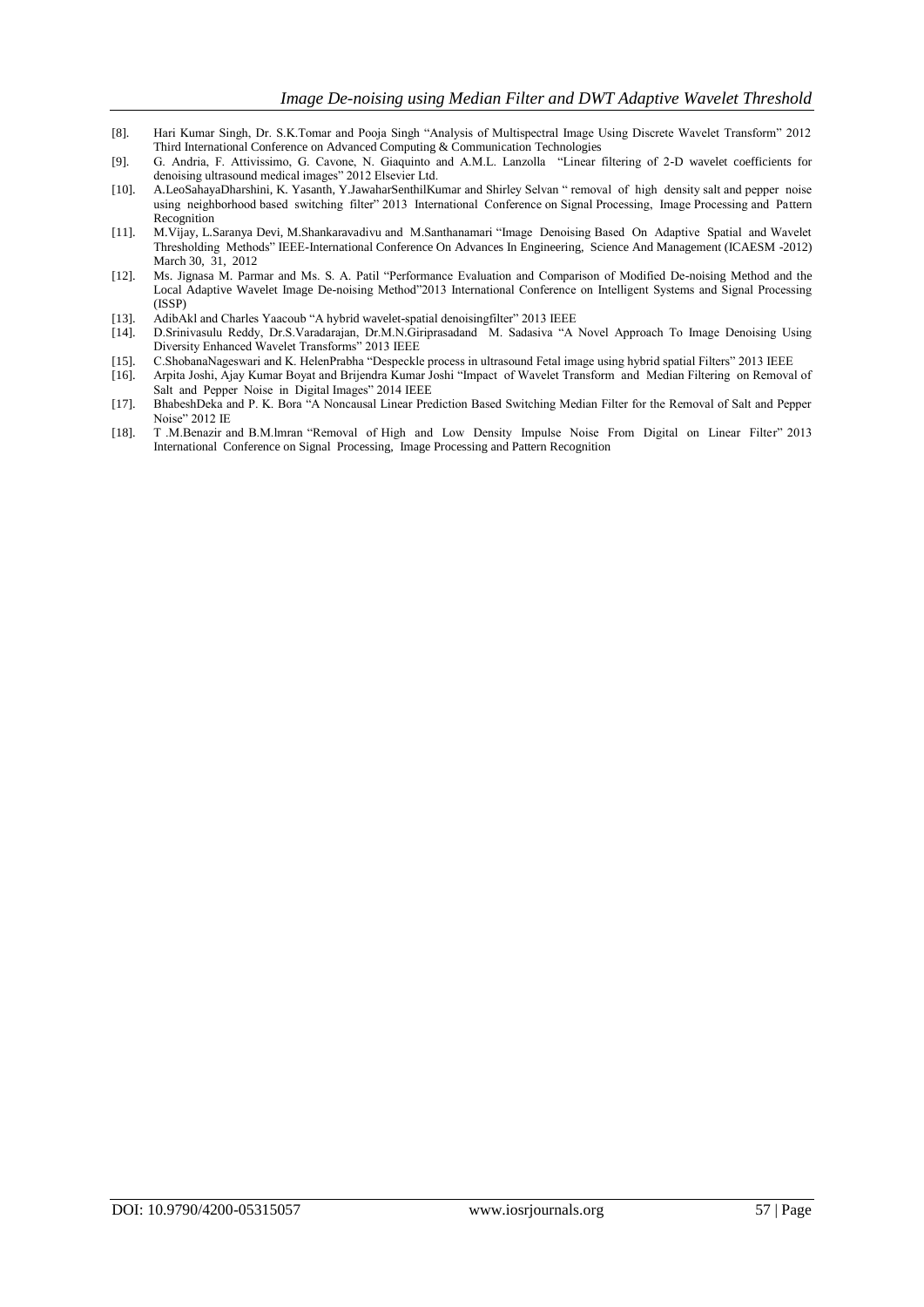[8]. Hari Kumar Singh, Dr. S.K.Tomar and Pooja Singh "Analysis of Multispectral Image Using Discrete Wavelet Transform" 2012 Third International Conference on Advanced Computing & Communication Technologies

[9]. G. Andria, F. Attivissimo, G. Cavone, N. Giaquinto and A.M.L. Lanzolla "Linear filtering of 2-D wavelet coefficients for denoising ultrasound medical images" 2012 Elsevier Ltd.

[10]. A.LeoSahayaDharshini, K. Yasanth, Y.JawaharSenthilKumar and Shirley Selvan " removal of high density salt and pepper noise using neighborhood based switching filter" 2013 International Conference on Signal Processing, Image Processing and Pattern Recognition

[11]. M.Vijay, L.Saranya Devi, M.Shankaravadivu and M.Santhanamari "Image Denoising Based On Adaptive Spatial and Wavelet Thresholding Methods" IEEE-International Conference On Advances In Engineering, Science And Management (ICAESM -2012) March 30, 31, 2012

[12]. Ms. Jignasa M. Parmar and Ms. S. A. Patil "Performance Evaluation and Comparison of Modified De-noising Method and the Local Adaptive Wavelet Image De-noising Method"2013 International Conference on Intelligent Systems and Signal Processing (ISSP)

[13]. AdibAkl and Charles Yaacoub "A hybrid wavelet-spatial denoisingfilter" 2013 IEEE

[14]. D.Srinivasulu Reddy, Dr.S.Varadarajan, Dr.M.N.Giriprasadand M. Sadasiva "A Novel Approach To Image Denoising Using Diversity Enhanced Wavelet Transforms" 2013 IEEE

[15]. C.ShobanaNageswari and K. HelenPrabha "Despeckle process in ultrasound Fetal image using hybrid spatial Filters" 2013 IEEE

[16]. Arpita Joshi, Ajay Kumar Boyat and Brijendra Kumar Joshi "Impact of Wavelet Transform and Median Filtering on Removal of Salt and Pepper Noise in Digital Images" 2014 IEEE

[17]. BhabeshDeka and P. K. Bora "A Noncausal Linear Prediction Based Switching Median Filter for the Removal of Salt and Pepper Noise" 2012 IE

[18]. T .M.Benazir and B.M.lmran "Removal of High and Low Density Impulse Noise From Digital on Linear Filter" 2013 International Conference on Signal Processing, Image Processing and Pattern Recognition